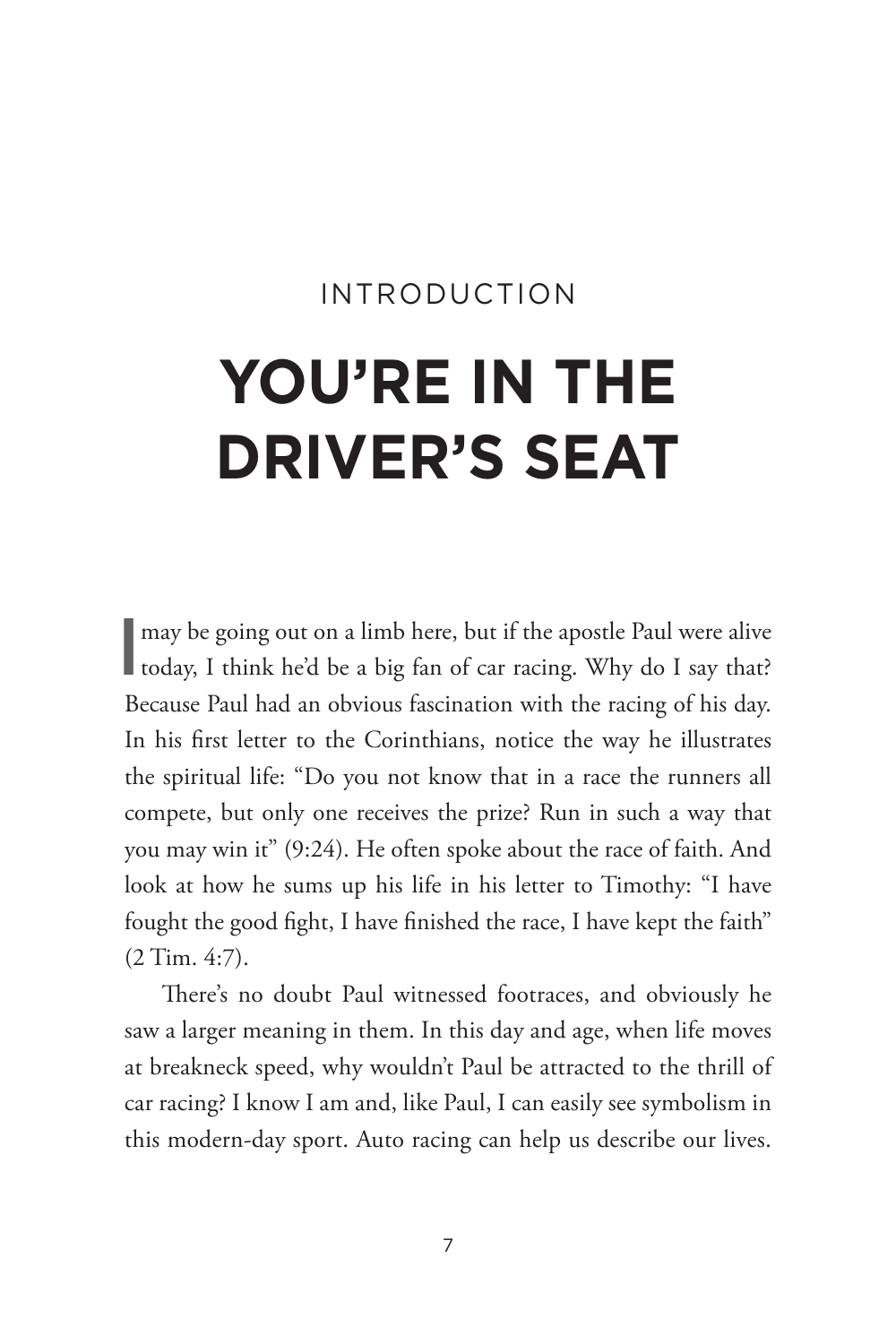INTRODUCTION

# YOU'RE IN THE DRIVER'S SEAT

I may be going out on a limb here, but if the apostle Paul were alive today, I think he'd be a big fan of car racing. Why do I say that? Because Paul had an obvious fascination with the racing of his day. In his first letter to the Corinthians, notice the way he illustrates the spiritual life: "Do you not know that in a race the runners all compete, but only one receives the prize? Run in such a way that you may win it" (9:24). He often spoke about the race of faith. And look at how he sums up his life in his letter to Timothy: "I have fought the good fight, I have finished the race, I have kept the faith" (2 Tim. 4:7).

There's no doubt Paul witnessed footraces, and obviously he saw a larger meaning in them. In this day and age, when life moves at breakneck speed, why wouldn't Paul be attracted to the thrill of car racing? I know I am and, like Paul, I can easily see symbolism in this modern-day sport. Auto racing can help us describe our lives.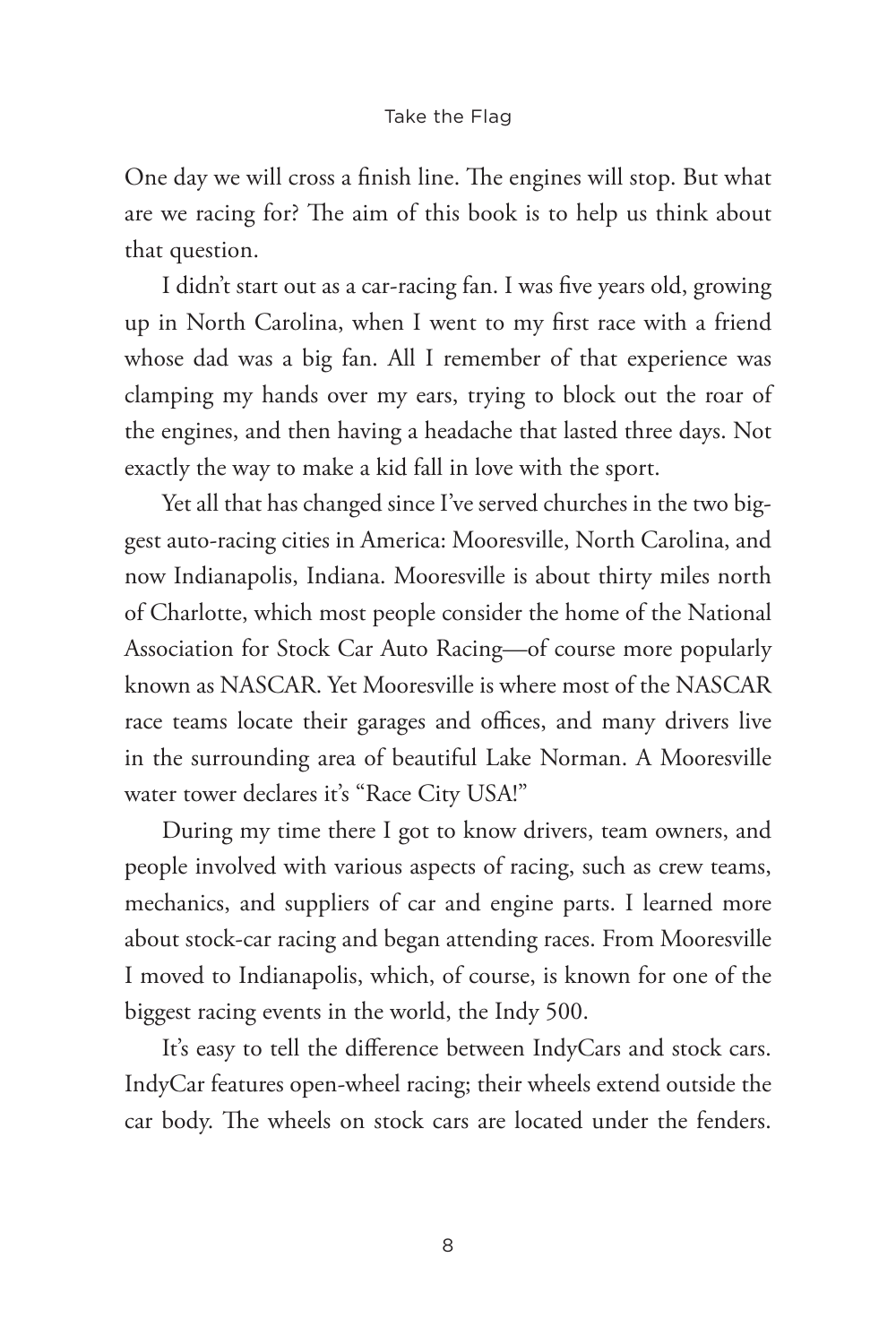One day we will cross a finish line. The engines will stop. But what are we racing for? The aim of this book is to help us think about that question.

I didn't start out as a car-racing fan. I was five years old, growing up in North Carolina, when I went to my first race with a friend whose dad was a big fan. All I remember of that experience was clamping my hands over my ears, trying to block out the roar of the engines, and then having a headache that lasted three days. Not exactly the way to make a kid fall in love with the sport.

Yet all that has changed since I've served churches in the two biggest auto-racing cities in America: Mooresville, North Carolina, and now Indianapolis, Indiana. Mooresville is about thirty miles north of Charlotte, which most people consider the home of the National Association for Stock Car Auto Racing—of course more popularly known as NASCAR. Yet Mooresville is where most of the NASCAR race teams locate their garages and offices, and many drivers live in the surrounding area of beautiful Lake Norman. A Mooresville water tower declares it's "Race City USA!"

During my time there I got to know drivers, team owners, and people involved with various aspects of racing, such as crew teams, mechanics, and suppliers of car and engine parts. I learned more about stock-car racing and began attending races. From Mooresville I moved to Indianapolis, which, of course, is known for one of the biggest racing events in the world, the Indy 500.

It's easy to tell the difference between IndyCars and stock cars. IndyCar features open-wheel racing; their wheels extend outside the car body. The wheels on stock cars are located under the fenders.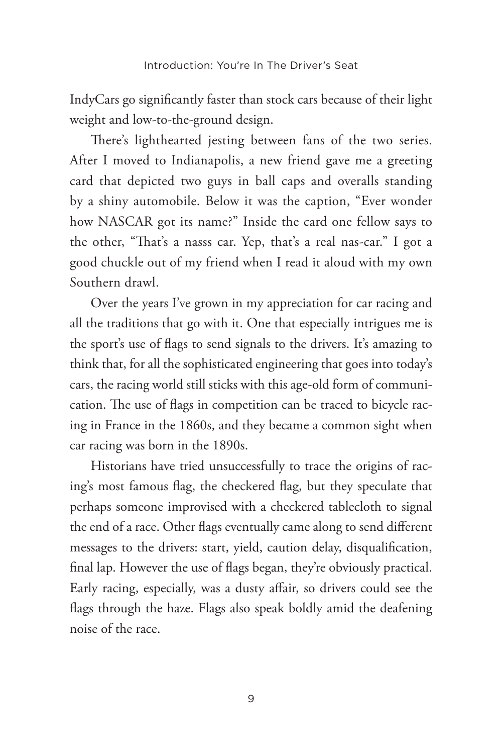IndyCars go significantly faster than stock cars because of their light weight and low-to-the-ground design.

There's lighthearted jesting between fans of the two series. After I moved to Indianapolis, a new friend gave me a greeting card that depicted two guys in ball caps and overalls standing by a shiny automobile. Below it was the caption, "Ever wonder how NASCAR got its name?" Inside the card one fellow says to the other, "That's a nasss car. Yep, that's a real nas-car." I got a good chuckle out of my friend when I read it aloud with my own Southern drawl.

Over the years I've grown in my appreciation for car racing and all the traditions that go with it. One that especially intrigues me is the sport's use of flags to send signals to the drivers. It's amazing to think that, for all the sophisticated engineering that goes into today's cars, the racing world still sticks with this age-old form of communication. The use of flags in competition can be traced to bicycle racing in France in the 1860s, and they became a common sight when car racing was born in the 1890s.

Historians have tried unsuccessfully to trace the origins of racing's most famous flag, the checkered flag, but they speculate that perhaps someone improvised with a checkered tablecloth to signal the end of a race. Other flags eventually came along to send different messages to the drivers: start, yield, caution delay, disqualification, final lap. However the use of flags began, they're obviously practical. Early racing, especially, was a dusty affair, so drivers could see the flags through the haze. Flags also speak boldly amid the deafening noise of the race.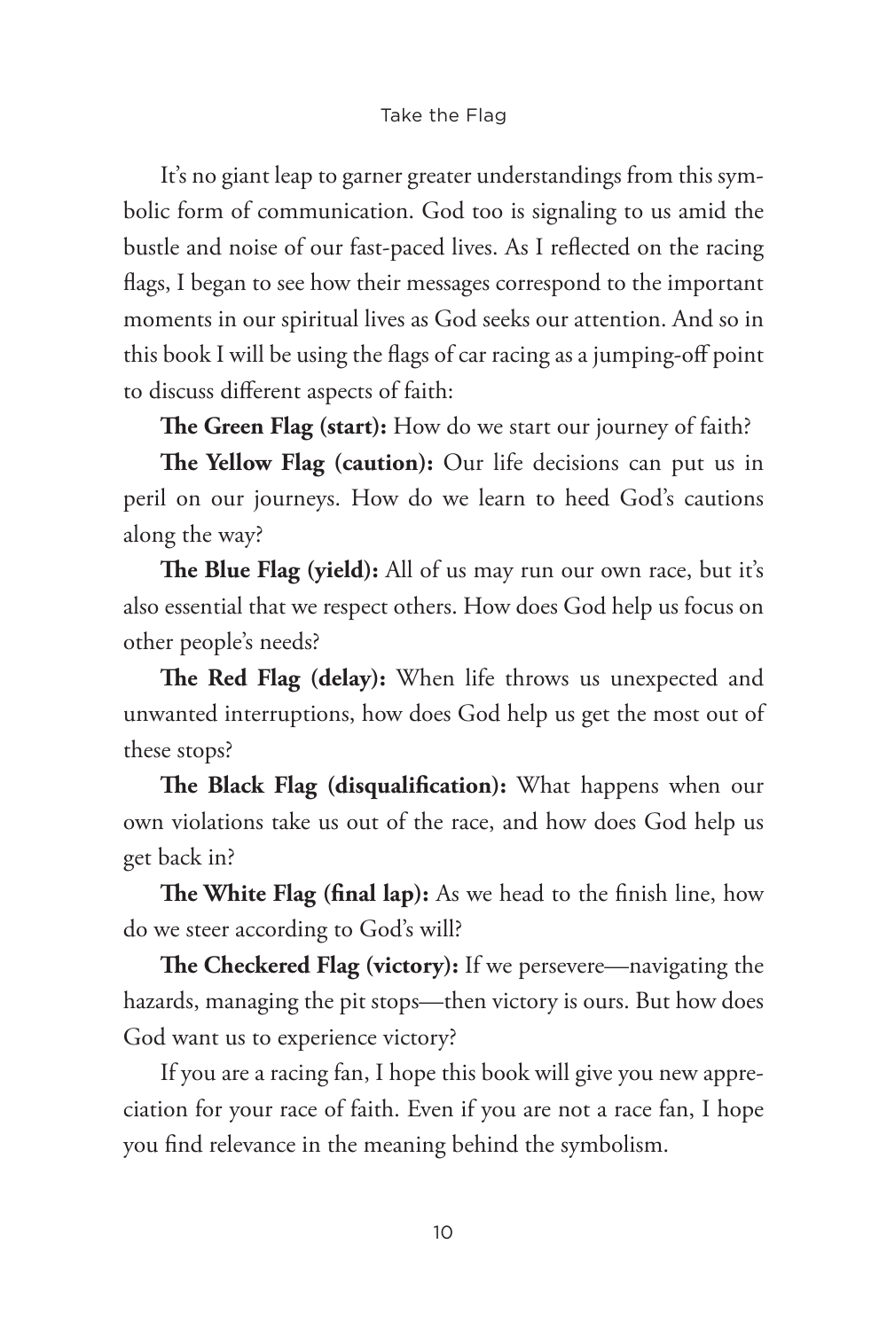It's no giant leap to garner greater understandings from this symbolic form of communication. God too is signaling to us amid the bustle and noise of our fast-paced lives. As I reflected on the racing flags, I began to see how their messages correspond to the important moments in our spiritual lives as God seeks our attention. And so in this book I will be using the flags of car racing as a jumping-off point to discuss different aspects of faith:

**The Green Flag (start):** How do we start our journey of faith?

**The Yellow Flag (caution):** Our life decisions can put us in peril on our journeys. How do we learn to heed God's cautions along the way?

**The Blue Flag (yield):** All of us may run our own race, but it's also essential that we respect others. How does God help us focus on other people's needs?

**The Red Flag (delay):** When life throws us unexpected and unwanted interruptions, how does God help us get the most out of these stops?

**The Black Flag (disqualification):** What happens when our own violations take us out of the race, and how does God help us get back in?

**The White Flag (final lap):** As we head to the finish line, how do we steer according to God's will?

**The Checkered Flag (victory):** If we persevere—navigating the hazards, managing the pit stops—then victory is ours. But how does God want us to experience victory?

If you are a racing fan, I hope this book will give you new appreciation for your race of faith. Even if you are not a race fan, I hope you find relevance in the meaning behind the symbolism.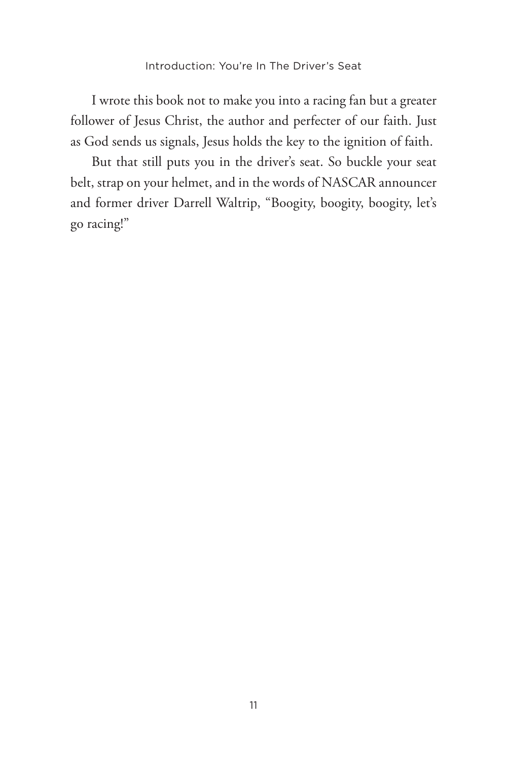I wrote this book not to make you into a racing fan but a greater follower of Jesus Christ, the author and perfecter of our faith. Just as God sends us signals, Jesus holds the key to the ignition of faith.

But that still puts you in the driver's seat. So buckle your seat belt, strap on your helmet, and in the words of NASCAR announcer and former driver Darrell Waltrip, "Boogity, boogity, boogity, let's go racing!"